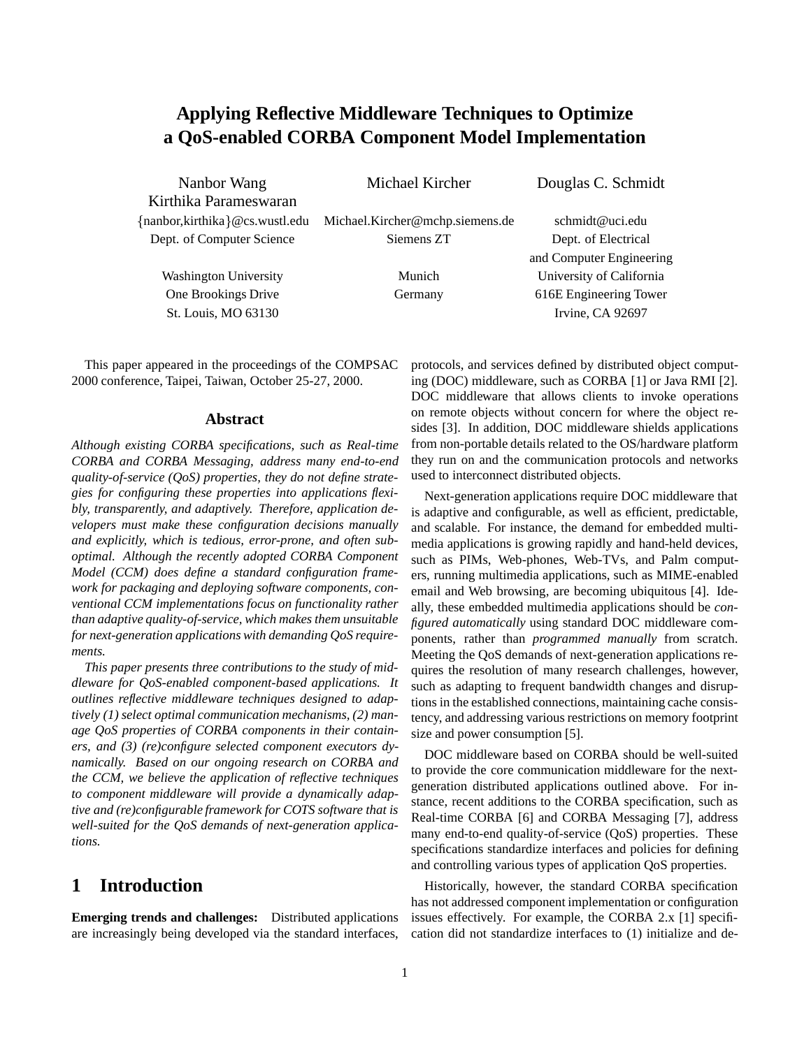# Applying Reflective Middleware Techniques to Optimize a QoS-enabled CORBA Component Model Implementation

Nanbor Wang
Kirthika Parameswaran
{nanbor,kirthika}@cs.wustl.edu
Dept. of Computer Science

Washington University
One Brookings Drive
St. Louis, MO 63130

Michael Kircher
Michael.Kircher@mchp.siemens.de
Siemens ZT

Munich
Germany

Douglas C. Schmidt
schmidt@uci.edu
Dept. of Electrical
and Computer Engineering
University of California
616E Engineering Tower
Irvine, CA 92697

This paper appeared in the proceedings of the COMPSAC 2000 conference, Taipei, Taiwan, October 25-27, 2000.

## Abstract

*Although existing CORBA specifications, such as Real-time CORBA and CORBA Messaging, address many end-to-end quality-of-service (QoS) properties, they do not define strategies for configuring these properties into applications flexibly, transparently, and adaptively. Therefore, application developers must make these configuration decisions manually and explicitly, which is tedious, error-prone, and often sub-optimal. Although the recently adopted CORBA Component Model (CCM) does define a standard configuration framework for packaging and deploying software components, conventional CCM implementations focus on functionality rather than adaptive quality-of-service, which makes them unsuitable for next-generation applications with demanding QoS requirements.*

*This paper presents three contributions to the study of middleware for QoS-enabled component-based applications. It outlines reflective middleware techniques designed to adaptively (1) select optimal communication mechanisms, (2) manage QoS properties of CORBA components in their containers, and (3) (re)configure selected component executors dynamically. Based on our ongoing research on CORBA and the CCM, we believe the application of reflective techniques to component middleware will provide a dynamically adaptive and (re)configurable framework for COTS software that is well-suited for the QoS demands of next-generation applications.*

## 1 Introduction

**Emerging trends and challenges:** Distributed applications are increasingly being developed via the standard interfaces, protocols, and services defined by distributed object computing (DOC) middleware, such as CORBA [1] or Java RMI [2]. DOC middleware that allows clients to invoke operations on remote objects without concern for where the object resides [3]. In addition, DOC middleware shields applications from non-portable details related to the OS/hardware platform they run on and the communication protocols and networks used to interconnect distributed objects.

Next-generation applications require DOC middleware that is adaptive and configurable, as well as efficient, predictable, and scalable. For instance, the demand for embedded multimedia applications is growing rapidly and hand-held devices, such as PIMs, Web-phones, Web-TVs, and Palm computers, running multimedia applications, such as MIME-enabled email and Web browsing, are becoming ubiquitous [4]. Ideally, these embedded multimedia applications should be *configured automatically* using standard DOC middleware components, rather than *programmed manually* from scratch. Meeting the QoS demands of next-generation applications requires the resolution of many research challenges, however, such as adapting to frequent bandwidth changes and disruptions in the established connections, maintaining cache consistency, and addressing various restrictions on memory footprint size and power consumption [5].

DOC middleware based on CORBA should be well-suited to provide the core communication middleware for the next-generation distributed applications outlined above. For instance, recent additions to the CORBA specification, such as Real-time CORBA [6] and CORBA Messaging [7], address many end-to-end quality-of-service (QoS) properties. These specifications standardize interfaces and policies for defining and controlling various types of application QoS properties.

Historically, however, the standard CORBA specification has not addressed component implementation or configuration issues effectively. For example, the CORBA 2.x [1] specification did not standardize interfaces to (1) initialize and de-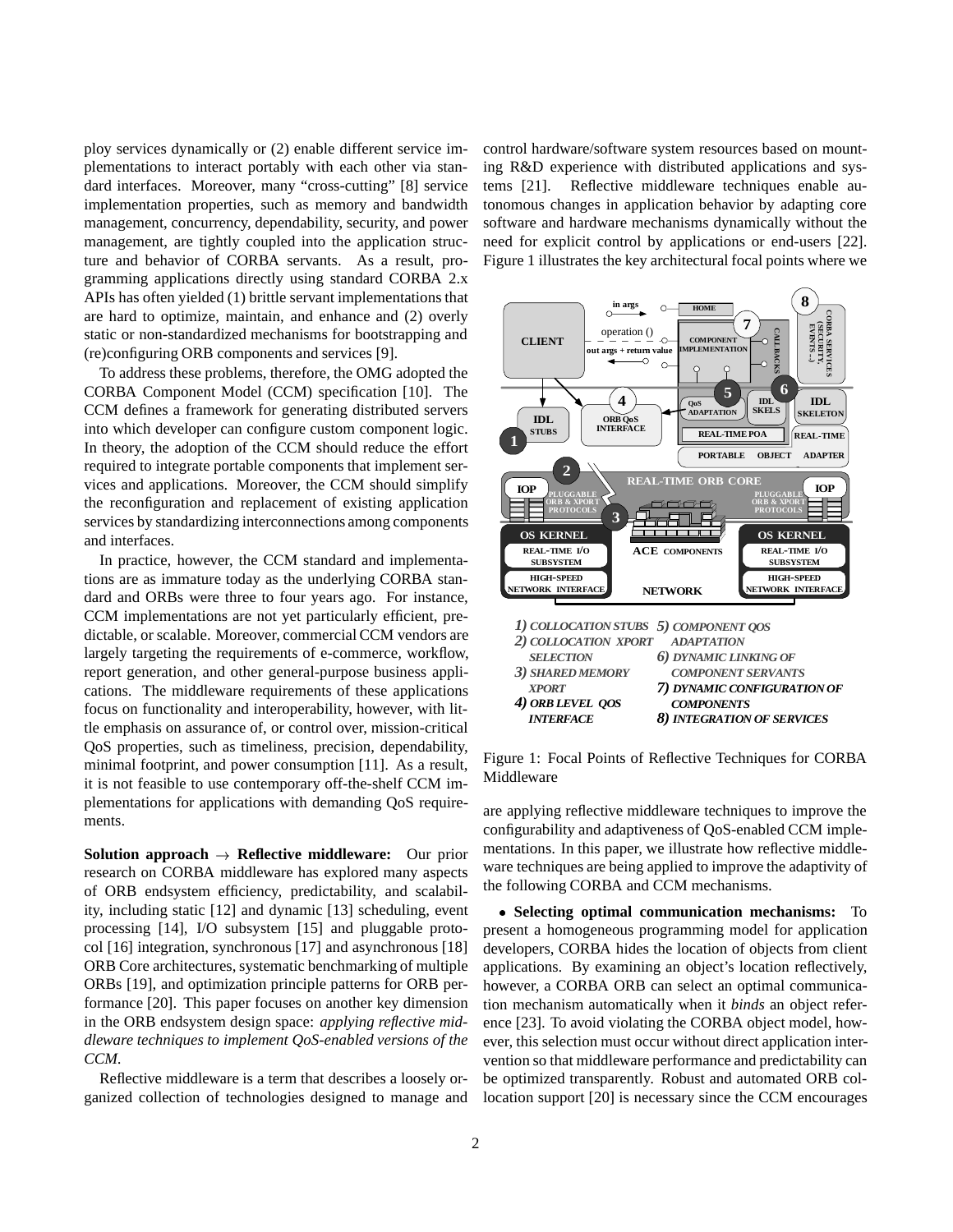ploy services dynamically or (2) enable different service implementations to interact portably with each other via standard interfaces. Moreover, many "cross-cutting" [8] service implementation properties, such as memory and bandwidth management, concurrency, dependability, security, and power management, are tightly coupled into the application structure and behavior of CORBA servants. As a result, programming applications directly using standard CORBA 2.x APIs has often yielded (1) brittle servant implementations that are hard to optimize, maintain, and enhance and (2) overly static or non-standardized mechanisms for bootstrapping and (re)configuring ORB components and services [9].

To address these problems, therefore, the OMG adopted the CORBA Component Model (CCM) specification [10]. The CCM defines a framework for generating distributed servers into which developer can configure custom component logic. In theory, the adoption of the CCM should reduce the effort required to integrate portable components that implement services and applications. Moreover, the CCM should simplify the reconfiguration and replacement of existing application services by standardizing interconnections among components and interfaces.

In practice, however, the CCM standard and implementations are as immature today as the underlying CORBA standard and ORBs were three to four years ago. For instance, CCM implementations are not yet particularly efficient, predictable, or scalable. Moreover, commercial CCM vendors are largely targeting the requirements of e-commerce, workflow, report generation, and other general-purpose business applications. The middleware requirements of these applications focus on functionality and interoperability, however, with little emphasis on assurance of, or control over, mission-critical QoS properties, such as timeliness, precision, dependability, minimal footprint, and power consumption [11]. As a result, it is not feasible to use contemporary off-the-shelf CCM implementations for applications with demanding QoS requirements.

**Solution approach → Reflective middleware:** Our prior research on CORBA middleware has explored many aspects of ORB endsystem efficiency, predictability, and scalability, including static [12] and dynamic [13] scheduling, event processing [14], I/O subsystem [15] and pluggable protocol [16] integration, synchronous [17] and asynchronous [18] ORB Core architectures, systematic benchmarking of multiple ORBs [19], and optimization principle patterns for ORB performance [20]. This paper focuses on another key dimension in the ORB endsystem design space: *applying reflective middleware techniques to implement QoS-enabled versions of the CCM.*

Reflective middleware is a term that describes a loosely organized collection of technologies designed to manage and control hardware/software system resources based on mounting R&D experience with distributed applications and systems [21]. Reflective middleware techniques enable autonomous changes in application behavior by adapting core software and hardware mechanisms dynamically without the need for explicit control by applications or end-users [22]. Figure 1 illustrates the key architectural focal points where we

*1) COLLOCATION STUBS 2) COLLOCATION XPORT SELECTION 3) SHARED MEMORY XPORT 4) ORB LEVEL QOS INTERFACE 5) COMPONENT QOS ADAPTATION 6) DYNAMIC LINKING OF COMPONENT SERVANTS 7) DYNAMIC CONFIGURATION OF COMPONENTS 8) INTEGRATION OF SERVICES*

Figure 1: Focal Points of Reflective Techniques for CORBA Middleware

are applying reflective middleware techniques to improve the configurability and adaptiveness of QoS-enabled CCM implementations. In this paper, we illustrate how reflective middleware techniques are being applied to improve the adaptivity of the following CORBA and CCM mechanisms.

- **Selecting optimal communication mechanisms:** To present a homogeneous programming model for application developers, CORBA hides the location of objects from client applications. By examining an object's location reflectively, however, a CORBA ORB can select an optimal communication mechanism automatically when it *binds* an object reference [23]. To avoid violating the CORBA object model, however, this selection must occur without direct application intervention so that middleware performance and predictability can be optimized transparently. Robust and automated ORB collocation support [20] is necessary since the CCM encourages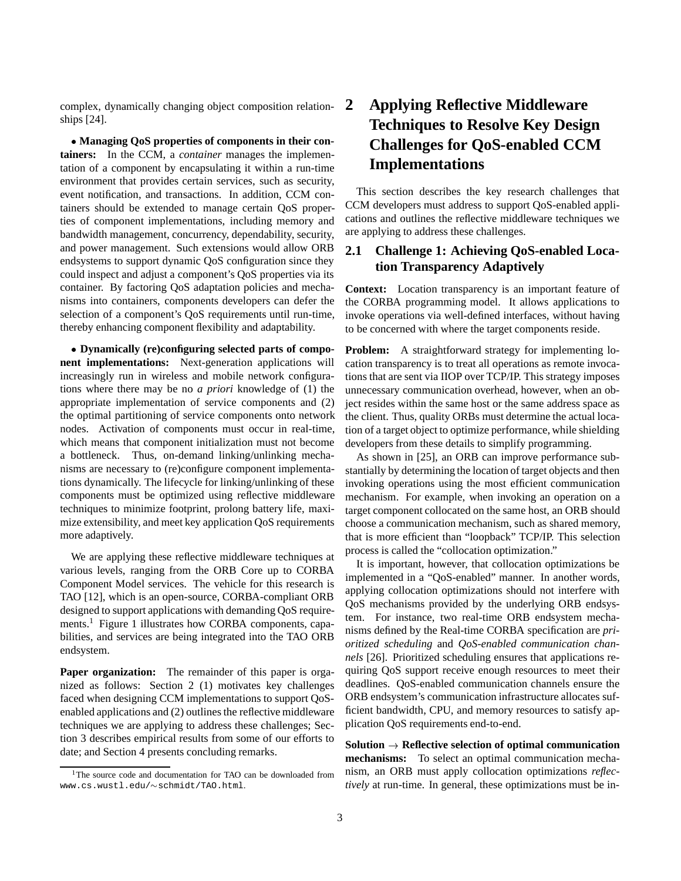complex, dynamically changing object composition relationships [24].

• **Managing QoS properties of components in their containers:** In the CCM, a *container* manages the implementation of a component by encapsulating it within a run-time environment that provides certain services, such as security, event notification, and transactions. In addition, CCM containers should be extended to manage certain QoS properties of component implementations, including memory and bandwidth management, concurrency, dependability, security, and power management. Such extensions would allow ORB endsystems to support dynamic QoS configuration since they could inspect and adjust a component's QoS properties via its container. By factoring QoS adaptation policies and mechanisms into containers, components developers can defer the selection of a component's QoS requirements until run-time, thereby enhancing component flexibility and adaptability.

• **Dynamically (re)configuring selected parts of component implementations:** Next-generation applications will increasingly run in wireless and mobile network configurations where there may be no *a priori* knowledge of (1) the appropriate implementation of service components and (2) the optimal partitioning of service components onto network nodes. Activation of components must occur in real-time, which means that component initialization must not become a bottleneck. Thus, on-demand linking/unlinking mechanisms are necessary to (re)configure component implementations dynamically. The lifecycle for linking/unlinking of these components must be optimized using reflective middleware techniques to minimize footprint, prolong battery life, maximize extensibility, and meet key application QoS requirements more adaptively.

We are applying these reflective middleware techniques at various levels, ranging from the ORB Core up to CORBA Component Model services. The vehicle for this research is TAO [12], which is an open-source, CORBA-compliant ORB designed to support applications with demanding QoS requirements.[1] Figure 1 illustrates how CORBA components, capabilities, and services are being integrated into the TAO ORB endsystem.

**Paper organization:** The remainder of this paper is organized as follows: Section 2 (1) motivates key challenges faced when designing CCM implementations to support QoS-enabled applications and (2) outlines the reflective middleware techniques we are applying to address these challenges; Section 3 describes empirical results from some of our efforts to date; and Section 4 presents concluding remarks.

[1] The source code and documentation for TAO can be downloaded from `www.cs.wustl.edu/~schmidt/TAO.html`.

# 2 Applying Reflective Middleware Techniques to Resolve Key Design Challenges for QoS-enabled CCM Implementations

This section describes the key research challenges that CCM developers must address to support QoS-enabled applications and outlines the reflective middleware techniques we are applying to address these challenges.

## 2.1 Challenge 1: Achieving QoS-enabled Location Transparency Adaptively

**Context:** Location transparency is an important feature of the CORBA programming model. It allows applications to invoke operations via well-defined interfaces, without having to be concerned with where the target components reside.

**Problem:** A straightforward strategy for implementing location transparency is to treat all operations as remote invocations that are sent via IIOP over TCP/IP. This strategy imposes unnecessary communication overhead, however, when an object resides within the same host or the same address space as the client. Thus, quality ORBs must determine the actual location of a target object to optimize performance, while shielding developers from these details to simplify programming.

As shown in [25], an ORB can improve performance substantially by determining the location of target objects and then invoking operations using the most efficient communication mechanism. For example, when invoking an operation on a target component collocated on the same host, an ORB should choose a communication mechanism, such as shared memory, that is more efficient than "loopback" TCP/IP. This selection process is called the "collocation optimization."

It is important, however, that collocation optimizations be implemented in a "QoS-enabled" manner. In another words, applying collocation optimizations should not interfere with QoS mechanisms provided by the underlying ORB endsystem. For instance, two real-time ORB endsystem mechanisms defined by the Real-time CORBA specification are *prioritized scheduling* and *QoS-enabled communication channels* [26]. Prioritized scheduling ensures that applications requiring QoS support receive enough resources to meet their deadlines. QoS-enabled communication channels ensure the ORB endsystem's communication infrastructure allocates sufficient bandwidth, CPU, and memory resources to satisfy application QoS requirements end-to-end.

**Solution → Reflective selection of optimal communication mechanisms:** To select an optimal communication mechanism, an ORB must apply collocation optimizations *reflectively* at run-time. In general, these optimizations must be in-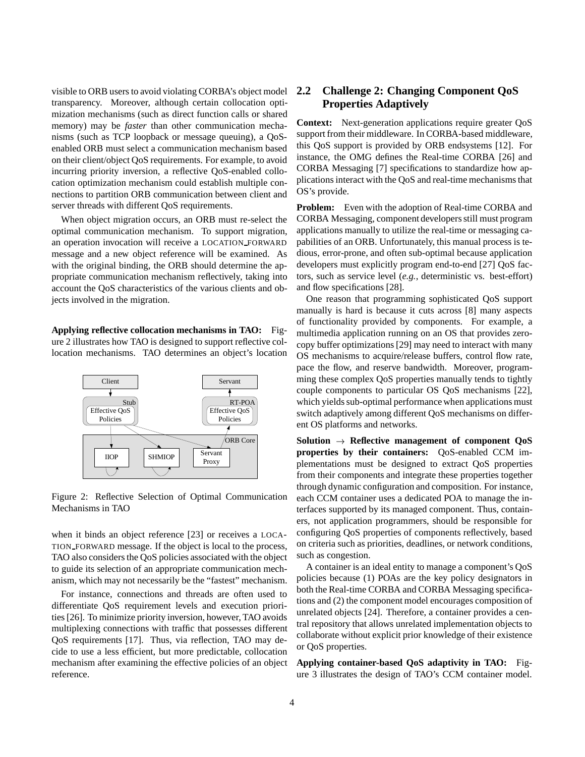visible to ORB users to avoid violating CORBA's object model transparency. Moreover, although certain collocation optimization mechanisms (such as direct function calls or shared memory) may be *faster* than other communication mechanisms (such as TCP loopback or message queuing), a QoS-enabled ORB must select a communication mechanism based on their client/object QoS requirements. For example, to avoid incurring priority inversion, a reflective QoS-enabled collocation optimization mechanism could establish multiple connections to partition ORB communication between client and server threads with different QoS requirements.

When object migration occurs, an ORB must re-select the optimal communication mechanism. To support migration, an operation invocation will receive a LOCATION_FORWARD message and a new object reference will be examined. As with the original binding, the ORB should determine the appropriate communication mechanism reflectively, taking into account the QoS characteristics of the various clients and objects involved in the migration.

**Applying reflective collocation mechanisms in TAO:** Figure 2 illustrates how TAO is designed to support reflective collocation mechanisms. TAO determines an object's location when it binds an object reference [23] or receives a LOCATION_FORWARD message. If the object is local to the process, TAO also considers the QoS policies associated with the object to guide its selection of an appropriate communication mechanism, which may not necessarily be the "fastest" mechanism.

Figure 2: Reflective Selection of Optimal Communication Mechanisms in TAO

For instance, connections and threads are often used to differentiate QoS requirement levels and execution priorities [26]. To minimize priority inversion, however, TAO avoids multiplexing connections with traffic that possesses different QoS requirements [17]. Thus, via reflection, TAO may decide to use a less efficient, but more predictable, collocation mechanism after examining the effective policies of an object reference.

## 2.2 Challenge 2: Changing Component QoS Properties Adaptively

**Context:** Next-generation applications require greater QoS support from their middleware. In CORBA-based middleware, this QoS support is provided by ORB endsystems [12]. For instance, the OMG defines the Real-time CORBA [26] and CORBA Messaging [7] specifications to standardize how applications interact with the QoS and real-time mechanisms that OS's provide.

**Problem:** Even with the adoption of Real-time CORBA and CORBA Messaging, component developers still must program applications manually to utilize the real-time or messaging capabilities of an ORB. Unfortunately, this manual process is tedious, error-prone, and often sub-optimal because application developers must explicitly program end-to-end [27] QoS factors, such as service level (*e.g.*, deterministic vs. best-effort) and flow specifications [28].

One reason that programming sophisticated QoS support manually is hard is because it cuts across [8] many aspects of functionality provided by components. For example, a multimedia application running on an OS that provides zero-copy buffer optimizations [29] may need to interact with many OS mechanisms to acquire/release buffers, control flow rate, pace the flow, and reserve bandwidth. Moreover, programming these complex QoS properties manually tends to tightly couple components to particular OS QoS mechanisms [22], which yields sub-optimal performance when applications must switch adaptively among different QoS mechanisms on different OS platforms and networks.

**Solution $\rightarrow$ Reflective management of component QoS properties by their containers:** QoS-enabled CCM implementations must be designed to extract QoS properties from their components and integrate these properties together through dynamic configuration and composition. For instance, each CCM container uses a dedicated POA to manage the interfaces supported by its managed component. Thus, containers, not application programmers, should be responsible for configuring QoS properties of components reflectively, based on criteria such as priorities, deadlines, or network conditions, such as congestion.

A container is an ideal entity to manage a component's QoS policies because (1) POAs are the key policy designators in both the Real-time CORBA and CORBA Messaging specifications and (2) the component model encourages composition of unrelated objects [24]. Therefore, a container provides a central repository that allows unrelated implementation objects to collaborate without explicit prior knowledge of their existence or QoS properties.

**Applying container-based QoS adaptivity in TAO:** Figure 3 illustrates the design of TAO's CCM container model.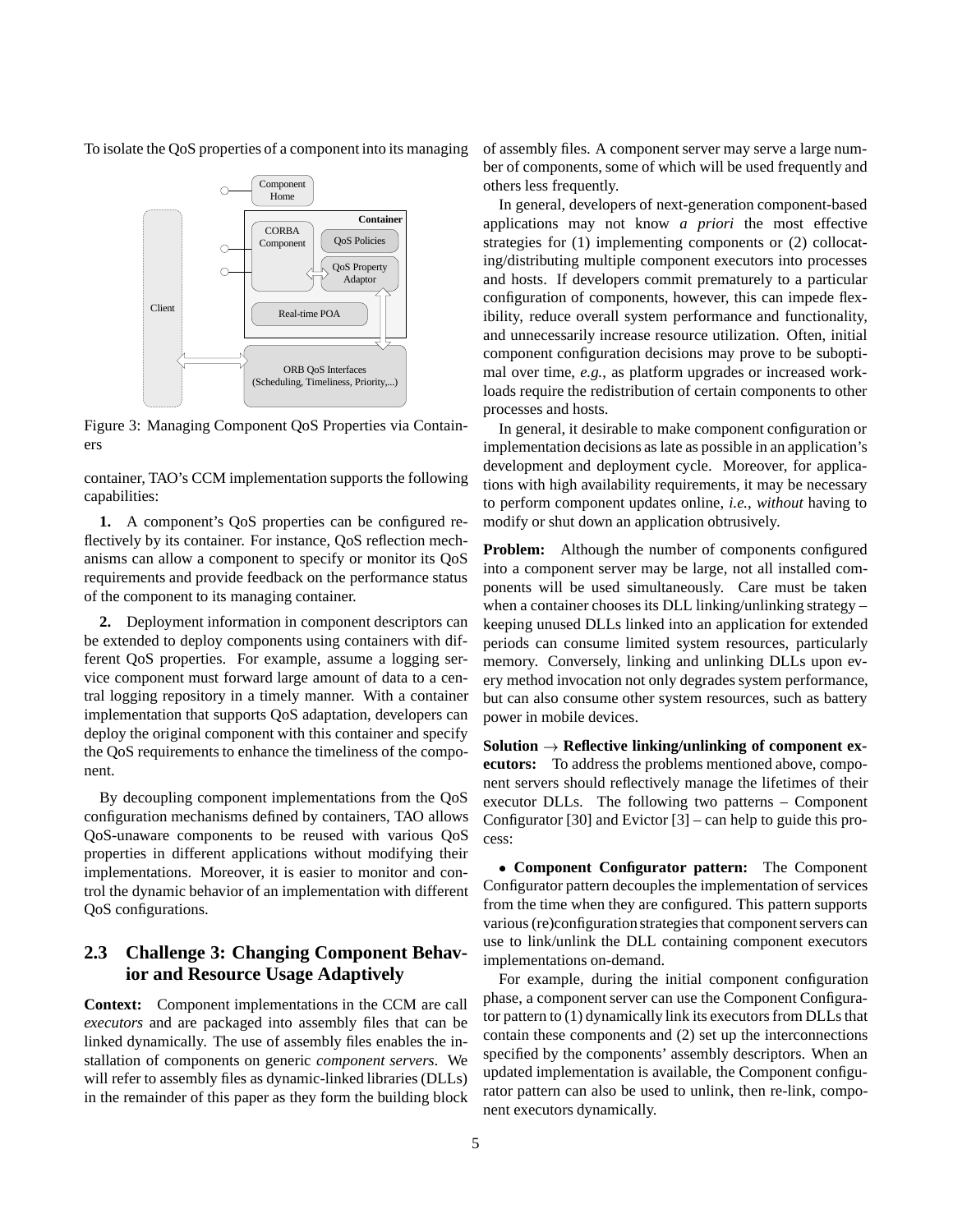To isolate the QoS properties of a component into its managing container, TAO's CCM implementation supports the following capabilities:

Figure 3: Managing Component QoS Properties via Containers

**1.** A component's QoS properties can be configured reflectively by its container. For instance, QoS reflection mechanisms can allow a component to specify or monitor its QoS requirements and provide feedback on the performance status of the component to its managing container.

**2.** Deployment information in component descriptors can be extended to deploy components using containers with different QoS properties. For example, assume a logging service component must forward large amount of data to a central logging repository in a timely manner. With a container implementation that supports QoS adaptation, developers can deploy the original component with this container and specify the QoS requirements to enhance the timeliness of the component.

By decoupling component implementations from the QoS configuration mechanisms defined by containers, TAO allows QoS-unaware components to be reused with various QoS properties in different applications without modifying their implementations. Moreover, it is easier to monitor and control the dynamic behavior of an implementation with different QoS configurations.

## 2.3 Challenge 3: Changing Component Behavior and Resource Usage Adaptively

**Context:** Component implementations in the CCM are call *executors* and are packaged into assembly files that can be linked dynamically. The use of assembly files enables the installation of components on generic *component servers*. We will refer to assembly files as dynamic-linked libraries (DLLs) in the remainder of this paper as they form the building block of assembly files. A component server may serve a large number of components, some of which will be used frequently and others less frequently.

In general, developers of next-generation component-based applications may not know *a priori* the most effective strategies for (1) implementing components or (2) collocating/distributing multiple component executors into processes and hosts. If developers commit prematurely to a particular configuration of components, however, this can impede flexibility, reduce overall system performance and functionality, and unnecessarily increase resource utilization. Often, initial component configuration decisions may prove to be suboptimal over time, *e.g.*, as platform upgrades or increased workloads require the redistribution of certain components to other processes and hosts.

In general, it desirable to make component configuration or implementation decisions as late as possible in an application's development and deployment cycle. Moreover, for applications with high availability requirements, it may be necessary to perform component updates online, *i.e.*, *without* having to modify or shut down an application obtrusively.

**Problem:** Although the number of components configured into a component server may be large, not all installed components will be used simultaneously. Care must be taken when a container chooses its DLL linking/unlinking strategy – keeping unused DLLs linked into an application for extended periods can consume limited system resources, particularly memory. Conversely, linking and unlinking DLLs upon every method invocation not only degrades system performance, but can also consume other system resources, such as battery power in mobile devices.

**Solution → Reflective linking/unlinking of component executors:** To address the problems mentioned above, component servers should reflectively manage the lifetimes of their executor DLLs. The following two patterns – Component Configurator [30] and Evictor [3] – can help to guide this process:

- **Component Configurator pattern:** The Component Configurator pattern decouples the implementation of services from the time when they are configured. This pattern supports various (re)configuration strategies that component servers can use to link/unlink the DLL containing component executors implementations on-demand.

For example, during the initial component configuration phase, a component server can use the Component Configurator pattern to (1) dynamically link its executors from DLLs that contain these components and (2) set up the interconnections specified by the components' assembly descriptors. When an updated implementation is available, the Component configurator pattern can also be used to unlink, then re-link, component executors dynamically.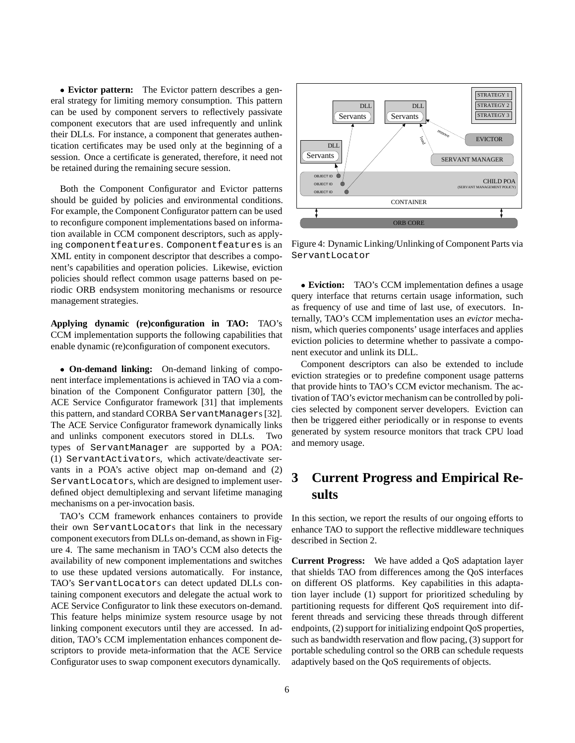• **Evictor pattern:** The Evictor pattern describes a general strategy for limiting memory consumption. This pattern can be used by component servers to reflectively passivate component executors that are used infrequently and unlink their DLLs. For instance, a component that generates authentication certificates may be used only at the beginning of a session. Once a certificate is generated, therefore, it need not be retained during the remaining secure session.

Both the Component Configurator and Evictor patterns should be guided by policies and environmental conditions. For example, the Component Configurator pattern can be used to reconfigure component implementations based on information available in CCM component descriptors, such as applying `componentfeatures`. `Componentfeatures` is an XML entity in component descriptor that describes a component's capabilities and operation policies. Likewise, eviction policies should reflect common usage patterns based on periodic ORB endsystem monitoring mechanisms or resource management strategies.

**Applying dynamic (re)configuration in TAO:** TAO's CCM implementation supports the following capabilities that enable dynamic (re)configuration of component executors.

• **On-demand linking:** On-demand linking of component interface implementations is achieved in TAO via a combination of the Component Configurator pattern [30], the ACE Service Configurator framework [31] that implements this pattern, and standard CORBA `ServantManager`s [32]. The ACE Service Configurator framework dynamically links and unlinks component executors stored in DLLs. Two types of `ServantManager` are supported by a POA: (1) `ServantActivator`s, which activate/deactivate servants in a POA's active object map on-demand and (2) `ServantLocator`s, which are designed to implement user-defined object demultiplexing and servant lifetime managing mechanisms on a per-invocation basis.

TAO's CCM framework enhances containers to provide their own `ServantLocator`s that link in the necessary component executors from DLLs on-demand, as shown in Figure 4. The same mechanism in TAO's CCM also detects the availability of new component implementations and switches to use these updated versions automatically. For instance, TAO's `ServantLocator`s can detect updated DLLs containing component executors and delegate the actual work to ACE Service Configurator to link these executors on-demand. This feature helps minimize system resource usage by not linking component executors until they are accessed. In addition, TAO's CCM implementation enhances component descriptors to provide meta-information that the ACE Service Configurator uses to swap component executors dynamically.

Figure 4: Dynamic Linking/Unlinking of Component Parts via `ServantLocator`

• **Eviction:** TAO's CCM implementation defines a usage query interface that returns certain usage information, such as frequency of use and time of last use, of executors. Internally, TAO's CCM implementation uses an *evictor* mechanism, which queries components' usage interfaces and applies eviction policies to determine whether to passivate a component executor and unlink its DLL.

Component descriptors can also be extended to include eviction strategies or to predefine component usage patterns that provide hints to TAO's CCM evictor mechanism. The activation of TAO's evictor mechanism can be controlled by policies selected by component server developers. Eviction can then be triggered either periodically or in response to events generated by system resource monitors that track CPU load and memory usage.

# 3 Current Progress and Empirical Results

In this section, we report the results of our ongoing efforts to enhance TAO to support the reflective middleware techniques described in Section 2.

**Current Progress:** We have added a QoS adaptation layer that shields TAO from differences among the QoS interfaces on different OS platforms. Key capabilities in this adaptation layer include (1) support for prioritized scheduling by partitioning requests for different QoS requirement into different threads and servicing these threads through different endpoints, (2) support for initializing endpoint QoS properties, such as bandwidth reservation and flow pacing, (3) support for portable scheduling control so the ORB can schedule requests adaptively based on the QoS requirements of objects.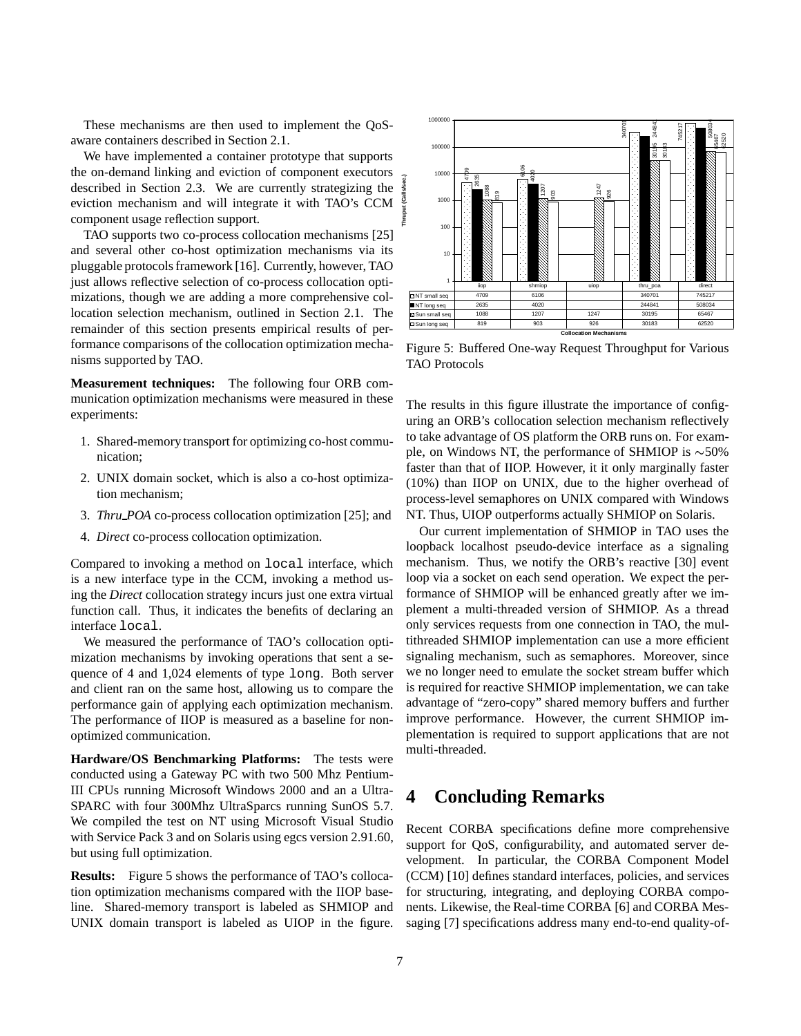These mechanisms are then used to implement the QoS-aware containers described in Section 2.1.

We have implemented a container prototype that supports the on-demand linking and eviction of component executors described in Section 2.3. We are currently strategizing the eviction mechanism and will integrate it with TAO's CCM component usage reflection support.

TAO supports two co-process collocation mechanisms [25] and several other co-host optimization mechanisms via its pluggable protocols framework [16]. Currently, however, TAO just allows reflective selection of co-process collocation optimizations, though we are adding a more comprehensive collocation selection mechanism, outlined in Section 2.1. The remainder of this section presents empirical results of performance comparisons of the collocation optimization mechanisms supported by TAO.

**Measurement techniques:** The following four ORB communication optimization mechanisms were measured in these experiments:

1. Shared-memory transport for optimizing co-host communication;
2. UNIX domain socket, which is also a co-host optimization mechanism;
3. *Thru_POA* co-process collocation optimization [25]; and
4. *Direct* co-process collocation optimization.

Compared to invoking a method on `local` interface, which is a new interface type in the CCM, invoking a method using the *Direct* collocation strategy incurs just one extra virtual function call. Thus, it indicates the benefits of declaring an interface `local`.

We measured the performance of TAO's collocation optimization mechanisms by invoking operations that sent a sequence of 4 and 1,024 elements of type `long`. Both server and client ran on the same host, allowing us to compare the performance gain of applying each optimization mechanism. The performance of IIOP is measured as a baseline for non-optimized communication.

**Hardware/OS Benchmarking Platforms:** The tests were conducted using a Gateway PC with two 500 Mhz Pentium-III CPUs running Microsoft Windows 2000 and an a Ultra-SPARC with four 300Mhz UltraSparcs running SunOS 5.7. We compiled the test on NT using Microsoft Visual Studio with Service Pack 3 and on Solaris using egcs version 2.91.60, but using full optimization.

**Results:** Figure 5 shows the performance of TAO's collocation optimization mechanisms compared with the IIOP baseline. Shared-memory transport is labeled as SHMIOP and UNIX domain transport is labeled as UIOP in the figure.

| | iiop | shmiop | uiop | thru_poa | direct |
|---|---|---|---|---|---|
| NT small seq | 4709 | 6106 | | 340701 | 745217 |
| NT long seq | 2635 | 4020 | | 244841 | 508034 |
| Sun small seq | 1088 | 1207 | 1247 | 30195 | 65467 |
| Sun long seq | 819 | 903 | 926 | 30183 | 62520 |

Figure 5: Buffered One-way Request Throughput for Various TAO Protocols

The results in this figure illustrate the importance of configuring an ORB's collocation selection mechanism reflectively to take advantage of OS platform the ORB runs on. For example, on Windows NT, the performance of SHMIOP is ∼50% faster than that of IIOP. However, it it only marginally faster (10%) than IIOP on UNIX, due to the higher overhead of process-level semaphores on UNIX compared with Windows NT. Thus, UIOP outperforms actually SHMIOP on Solaris.

Our current implementation of SHMIOP in TAO uses the loopback localhost pseudo-device interface as a signaling mechanism. Thus, we notify the ORB's reactive [30] event loop via a socket on each send operation. We expect the performance of SHMIOP will be enhanced greatly after we implement a multi-threaded version of SHMIOP. As a thread only services requests from one connection in TAO, the multithreaded SHMIOP implementation can use a more efficient signaling mechanism, such as semaphores. Moreover, since we no longer need to emulate the socket stream buffer which is required for reactive SHMIOP implementation, we can take advantage of "zero-copy" shared memory buffers and further improve performance. However, the current SHMIOP implementation is required to support applications that are not multi-threaded.

# 4 Concluding Remarks

Recent CORBA specifications define more comprehensive support for QoS, configurability, and automated server development. In particular, the CORBA Component Model (CCM) [10] defines standard interfaces, policies, and services for structuring, integrating, and deploying CORBA components. Likewise, the Real-time CORBA [6] and CORBA Messaging [7] specifications address many end-to-end quality-of-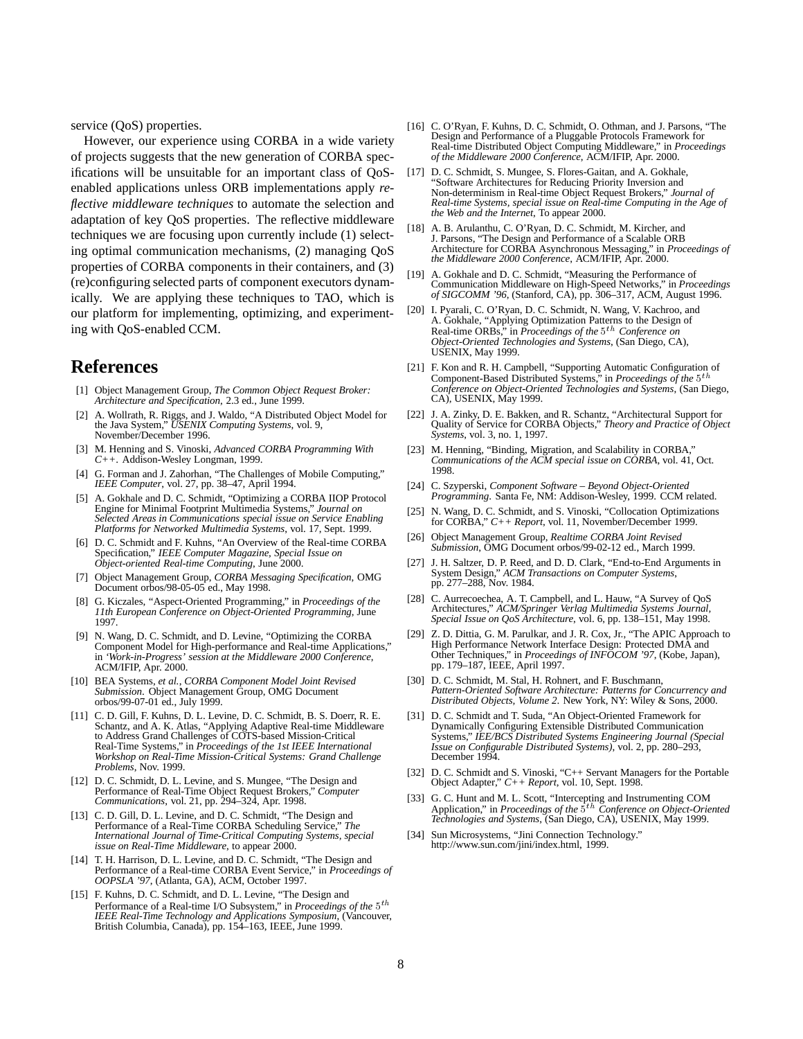service (QoS) properties.

However, our experience using CORBA in a wide variety of projects suggests that the new generation of CORBA specifications will be unsuitable for an important class of QoS-enabled applications unless ORB implementations apply *reflective middleware techniques* to automate the selection and adaptation of key QoS properties. The reflective middleware techniques we are focusing upon currently include (1) selecting optimal communication mechanisms, (2) managing QoS properties of CORBA components in their containers, and (3) (re)configuring selected parts of component executors dynamically. We are applying these techniques to TAO, which is our platform for implementing, optimizing, and experimenting with QoS-enabled CCM.

# References

[1] Object Management Group, *The Common Object Request Broker: Architecture and Specification*, 2.3 ed., June 1999.

[2] A. Wollrath, R. Riggs, and J. Waldo, "A Distributed Object Model for the Java System," *USENIX Computing Systems*, vol. 9, November/December 1996.

[3] M. Henning and S. Vinoski, *Advanced CORBA Programming With C++*. Addison-Wesley Longman, 1999.

[4] G. Forman and J. Zahorhan, "The Challenges of Mobile Computing," *IEEE Computer*, vol. 27, pp. 38–47, April 1994.

[5] A. Gokhale and D. C. Schmidt, "Optimizing a CORBA IIOP Protocol Engine for Minimal Footprint Multimedia Systems," *Journal on Selected Areas in Communications special issue on Service Enabling Platforms for Networked Multimedia Systems*, vol. 17, Sept. 1999.

[6] D. C. Schmidt and F. Kuhns, "An Overview of the Real-time CORBA Specification," *IEEE Computer Magazine, Special Issue on Object-oriented Real-time Computing*, June 2000.

[7] Object Management Group, *CORBA Messaging Specification*, OMG Document orbos/98-05-05 ed., May 1998.

[8] G. Kiczales, "Aspect-Oriented Programming," in *Proceedings of the 11th European Conference on Object-Oriented Programming*, June 1997.

[9] N. Wang, D. C. Schmidt, and D. Levine, "Optimizing the CORBA Component Model for High-performance and Real-time Applications," in *'Work-in-Progress' session at the Middleware 2000 Conference*, ACM/IFIP, Apr. 2000.

[10] BEA Systems, *et al.*, *CORBA Component Model Joint Revised Submission*. Object Management Group, OMG Document orbos/99-07-01 ed., July 1999.

[11] C. D. Gill, F. Kuhns, D. L. Levine, D. C. Schmidt, B. S. Doerr, R. E. Schantz, and A. K. Atlas, "Applying Adaptive Real-time Middleware to Address Grand Challenges of COTS-based Mission-Critical Real-Time Systems," in *Proceedings of the 1st IEEE International Workshop on Real-Time Mission-Critical Systems: Grand Challenge Problems*, Nov. 1999.

[12] D. C. Schmidt, D. L. Levine, and S. Mungee, "The Design and Performance of Real-Time Object Request Brokers," *Computer Communications*, vol. 21, pp. 294–324, Apr. 1998.

[13] C. D. Gill, D. L. Levine, and D. C. Schmidt, "The Design and Performance of a Real-Time CORBA Scheduling Service," *The International Journal of Time-Critical Computing Systems, special issue on Real-Time Middleware*, to appear 2000.

[14] T. H. Harrison, D. L. Levine, and D. C. Schmidt, "The Design and Performance of a Real-time CORBA Event Service," in *Proceedings of OOPSLA '97*, (Atlanta, GA), ACM, October 1997.

[15] F. Kuhns, D. C. Schmidt, and D. L. Levine, "The Design and Performance of a Real-time I/O Subsystem," in *Proceedings of the $5^{th}$ IEEE Real-Time Technology and Applications Symposium*, (Vancouver, British Columbia, Canada), pp. 154–163, IEEE, June 1999.

[16] C. O'Ryan, F. Kuhns, D. C. Schmidt, O. Othman, and J. Parsons, "The Design and Performance of a Pluggable Protocols Framework for Real-time Distributed Object Computing Middleware," in *Proceedings of the Middleware 2000 Conference*, ACM/IFIP, Apr. 2000.

[17] D. C. Schmidt, S. Mungee, S. Flores-Gaitan, and A. Gokhale, "Software Architectures for Reducing Priority Inversion and Non-determinism in Real-time Object Request Brokers," *Journal of Real-time Systems, special issue on Real-time Computing in the Age of the Web and the Internet*, To appear 2000.

[18] A. B. Arulanthu, C. O'Ryan, D. C. Schmidt, M. Kircher, and J. Parsons, "The Design and Performance of a Scalable ORB Architecture for CORBA Asynchronous Messaging," in *Proceedings of the Middleware 2000 Conference*, ACM/IFIP, Apr. 2000.

[19] A. Gokhale and D. C. Schmidt, "Measuring the Performance of Communication Middleware on High-Speed Networks," in *Proceedings of SIGCOMM '96*, (Stanford, CA), pp. 306–317, ACM, August 1996.

[20] I. Pyarali, C. O'Ryan, D. C. Schmidt, N. Wang, V. Kachroo, and A. Gokhale, "Applying Optimization Patterns to the Design of Real-time ORBs," in *Proceedings of the $5^{th}$ Conference on Object-Oriented Technologies and Systems*, (San Diego, CA), USENIX, May 1999.

[21] F. Kon and R. H. Campbell, "Supporting Automatic Configuration of Component-Based Distributed Systems," in *Proceedings of the $5^{th}$ Conference on Object-Oriented Technologies and Systems*, (San Diego, CA), USENIX, May 1999.

[22] J. A. Zinky, D. E. Bakken, and R. Schantz, "Architectural Support for Quality of Service for CORBA Objects," *Theory and Practice of Object Systems*, vol. 3, no. 1, 1997.

[23] M. Henning, "Binding, Migration, and Scalability in CORBA," *Communications of the ACM special issue on CORBA*, vol. 41, Oct. 1998.

[24] C. Szyperski, *Component Software – Beyond Object-Oriented Programming*. Santa Fe, NM: Addison-Wesley, 1999. CCM related.

[25] N. Wang, D. C. Schmidt, and S. Vinoski, "Collocation Optimizations for CORBA," *C++ Report*, vol. 11, November/December 1999.

[26] Object Management Group, *Realtime CORBA Joint Revised Submission*, OMG Document orbos/99-02-12 ed., March 1999.

[27] J. H. Saltzer, D. P. Reed, and D. D. Clark, "End-to-End Arguments in System Design," *ACM Transactions on Computer Systems*, pp. 277–288, Nov. 1984.

[28] C. Aurrecoechea, A. T. Campbell, and L. Hauw, "A Survey of QoS Architectures," *ACM/Springer Verlag Multimedia Systems Journal, Special Issue on QoS Architecture*, vol. 6, pp. 138–151, May 1998.

[29] Z. D. Dittia, G. M. Parulkar, and J. R. Cox, Jr., "The APIC Approach to High Performance Network Interface Design: Protected DMA and Other Techniques," in *Proceedings of INFOCOM '97*, (Kobe, Japan), pp. 179–187, IEEE, April 1997.

[30] D. C. Schmidt, M. Stal, H. Rohnert, and F. Buschmann, *Pattern-Oriented Software Architecture: Patterns for Concurrency and Distributed Objects, Volume 2*. New York, NY: Wiley & Sons, 2000.

[31] D. C. Schmidt and T. Suda, "An Object-Oriented Framework for Dynamically Configuring Extensible Distributed Communication Systems," *IEE/BCS Distributed Systems Engineering Journal (Special Issue on Configurable Distributed Systems)*, vol. 2, pp. 280–293, December 1994.

[32] D. C. Schmidt and S. Vinoski, "C++ Servant Managers for the Portable Object Adapter," *C++ Report*, vol. 10, Sept. 1998.

[33] G. C. Hunt and M. L. Scott, "Intercepting and Instrumenting COM Application," in *Proceedings of the $5^{th}$ Conference on Object-Oriented Technologies and Systems*, (San Diego, CA), USENIX, May 1999.

[34] Sun Microsystems, "Jini Connection Technology." http://www.sun.com/jini/index.html, 1999.